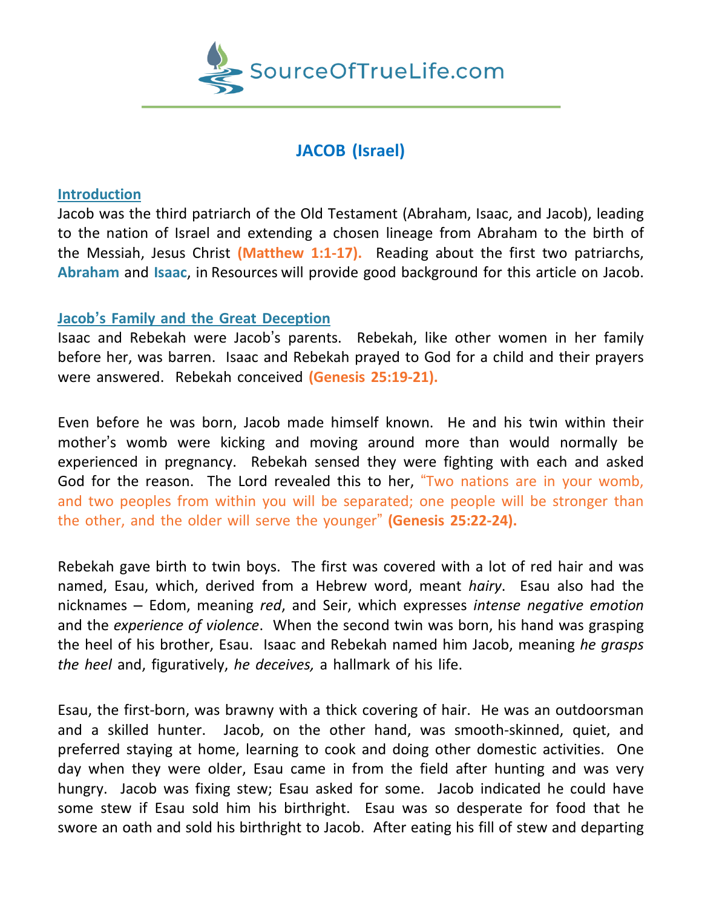# JACOB (Israel)

## Introduction

Jacob was the third patriarch of the Old Testament (Abraham, Isaac, and Jacob), leading to the nation of Israel and extending a chosen lineage from Abraham to the birth of the Messiah, Jesus Christ **(Matthew 1:1-17).** Reading about the first two patriarchs, **Abraham** and **Isaac**, in Resources will provide good background for this article on Jacob.

## Jacob's Family and the Great Deception

Isaac and Rebekah were Jacob's parents. Rebekah, like other women in her family before her, was barren. Isaac and Rebekah prayed to God for a child and their prayers were answered. Rebekah conceived **(Genesis 25:19-21).**

Even before he was born, Jacob made himself known. He and his twin within their mother's womb were kicking and moving around more than would normally be experienced in pregnancy. Rebekah sensed they were fighting with each and asked God for the reason. The Lord revealed this to her, "Two nations are in your womb, and two peoples from within you will be separated; one people will be stronger than the other, and the older will serve the younger" **(Genesis 25:22-24).**

Rebekah gave birth to twin boys. The first was covered with a lot of red hair and was named, Esau, which, derived from a Hebrew word, meant *hairy*. Esau also had the nicknames – Edom, meaning *red*, and Seir, which expresses *intense negative emotion* and the *experience of violence*. When the second twin was born, his hand was grasping the heel of his brother, Esau. Isaac and Rebekah named him Jacob, meaning *he grasps the heel* and, figuratively, *he deceives,* a hallmark of his life.

Esau, the first-born, was brawny with a thick covering of hair. He was an outdoorsman and a skilled hunter. Jacob, on the other hand, was smooth-skinned, quiet, and preferred staying at home, learning to cook and doing other domestic activities. One day when they were older, Esau came in from the field after hunting and was very hungry. Jacob was fixing stew; Esau asked for some. Jacob indicated he could have some stew if Esau sold him his birthright. Esau was so desperate for food that he swore an oath and sold his birthright to Jacob. After eating his fill of stew and departing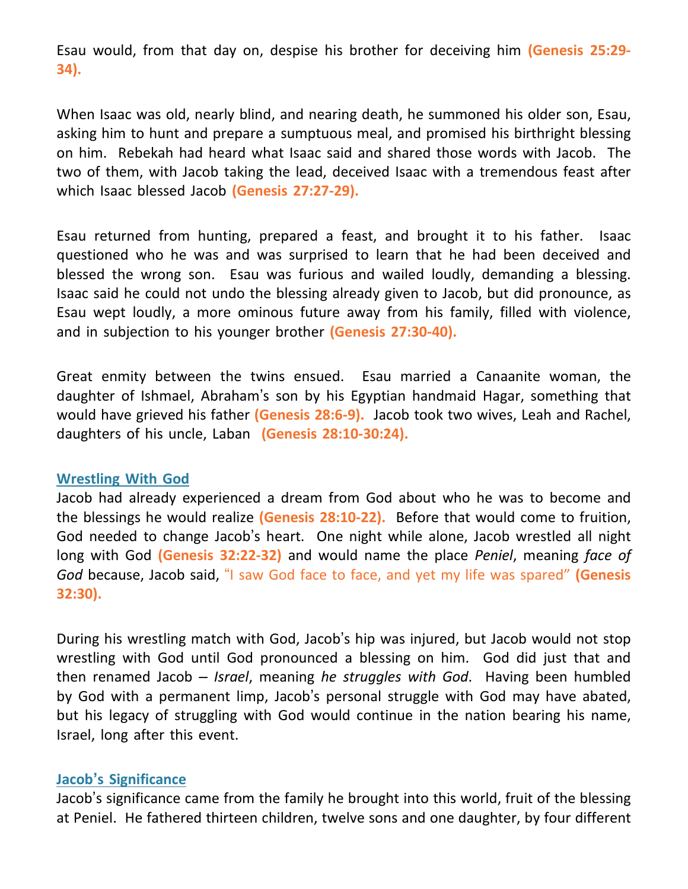Esau would, from that day on, despise his brother for deceiving him **(Genesis 25:29-34).**

When Isaac was old, nearly blind, and nearing death, he summoned his older son, Esau, asking him to hunt and prepare a sumptuous meal, and promised his birthright blessing on him. Rebekah had heard what Isaac said and shared those words with Jacob. The two of them, with Jacob taking the lead, deceived Isaac with a tremendous feast after which Isaac blessed Jacob **(Genesis 27:27-29).**

Esau returned from hunting, prepared a feast, and brought it to his father. Isaac questioned who he was and was surprised to learn that he had been deceived and blessed the wrong son. Esau was furious and wailed loudly, demanding a blessing. Isaac said he could not undo the blessing already given to Jacob, but did pronounce, as Esau wept loudly, a more ominous future away from his family, filled with violence, and in subjection to his younger brother **(Genesis 27:30-40).**

Great enmity between the twins ensued. Esau married a Canaanite woman, the daughter of Ishmael, Abraham's son by his Egyptian handmaid Hagar, something that would have grieved his father **(Genesis 28:6-9).** Jacob took two wives, Leah and Rachel, daughters of his uncle, Laban **(Genesis 28:10-30:24).**

## Wrestling With God

Jacob had already experienced a dream from God about who he was to become and the blessings he would realize **(Genesis 28:10-22).** Before that would come to fruition, God needed to change Jacob's heart. One night while alone, Jacob wrestled all night long with God **(Genesis 32:22-32)** and would name the place *Peniel*, meaning *face of God* because, Jacob said, "I saw God face to face, and yet my life was spared" **(Genesis 32:30).**

During his wrestling match with God, Jacob's hip was injured, but Jacob would not stop wrestling with God until God pronounced a blessing on him. God did just that and then renamed Jacob – *Israel*, meaning *he struggles with God*. Having been humbled by God with a permanent limp, Jacob's personal struggle with God may have abated, but his legacy of struggling with God would continue in the nation bearing his name, Israel, long after this event.

## Jacob's Significance

Jacob's significance came from the family he brought into this world, fruit of the blessing at Peniel. He fathered thirteen children, twelve sons and one daughter, by four different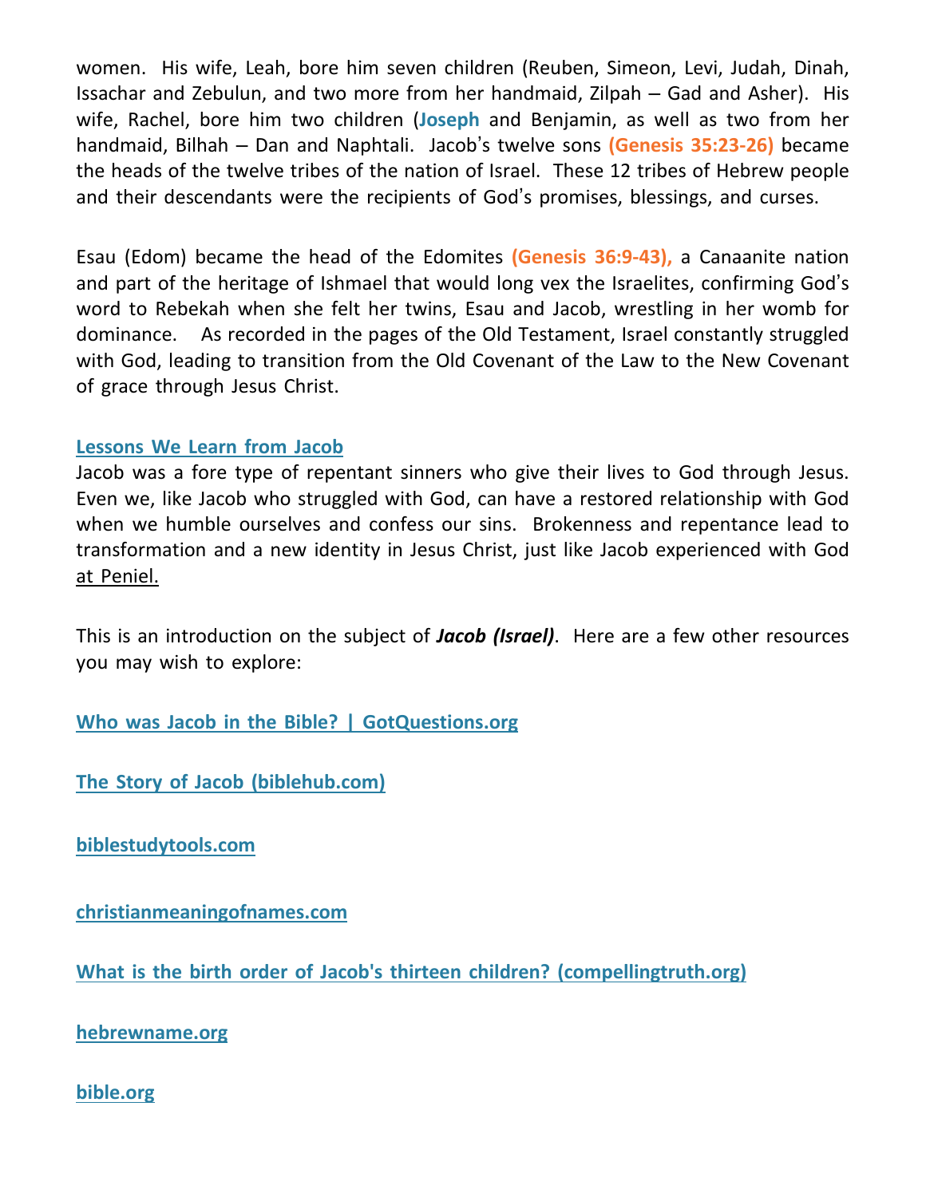women. His wife, Leah, bore him seven children (Reuben, Simeon, Levi, Judah, Dinah, Issachar and Zebulun, and two more from her handmaid, Zilpah – Gad and Asher). His wife, Rachel, bore him two children (**Joseph** and Benjamin, as well as two from her handmaid, Bilhah – Dan and Naphtali. Jacob's twelve sons **(Genesis 35:23-26)** became the heads of the twelve tribes of the nation of Israel. These 12 tribes of Hebrew people and their descendants were the recipients of God's promises, blessings, and curses.

Esau (Edom) became the head of the Edomites **(Genesis 36:9-43),** a Canaanite nation and part of the heritage of Ishmael that would long vex the Israelites, confirming God's word to Rebekah when she felt her twins, Esau and Jacob, wrestling in her womb for dominance. As recorded in the pages of the Old Testament, Israel constantly struggled with God, leading to transition from the Old Covenant of the Law to the New Covenant of grace through Jesus Christ.

## Lessons We Learn from Jacob

Jacob was a fore type of repentant sinners who give their lives to God through Jesus. Even we, like Jacob who struggled with God, can have a restored relationship with God when we humble ourselves and confess our sins. Brokenness and repentance lead to transformation and a new identity in Jesus Christ, just like Jacob experienced with God at Peniel.

This is an introduction on the subject of ***Jacob (Israel)***. Here are a few other resources you may wish to explore:

**Who was Jacob in the Bible? | GotQuestions.org**

**The Story of Jacob (biblehub.com)**

**biblestudytools.com**

**christianmeaningofnames.com**

**What is the birth order of Jacob's thirteen children? (compellingtruth.org)**

**hebrewname.org**

**bible.org**